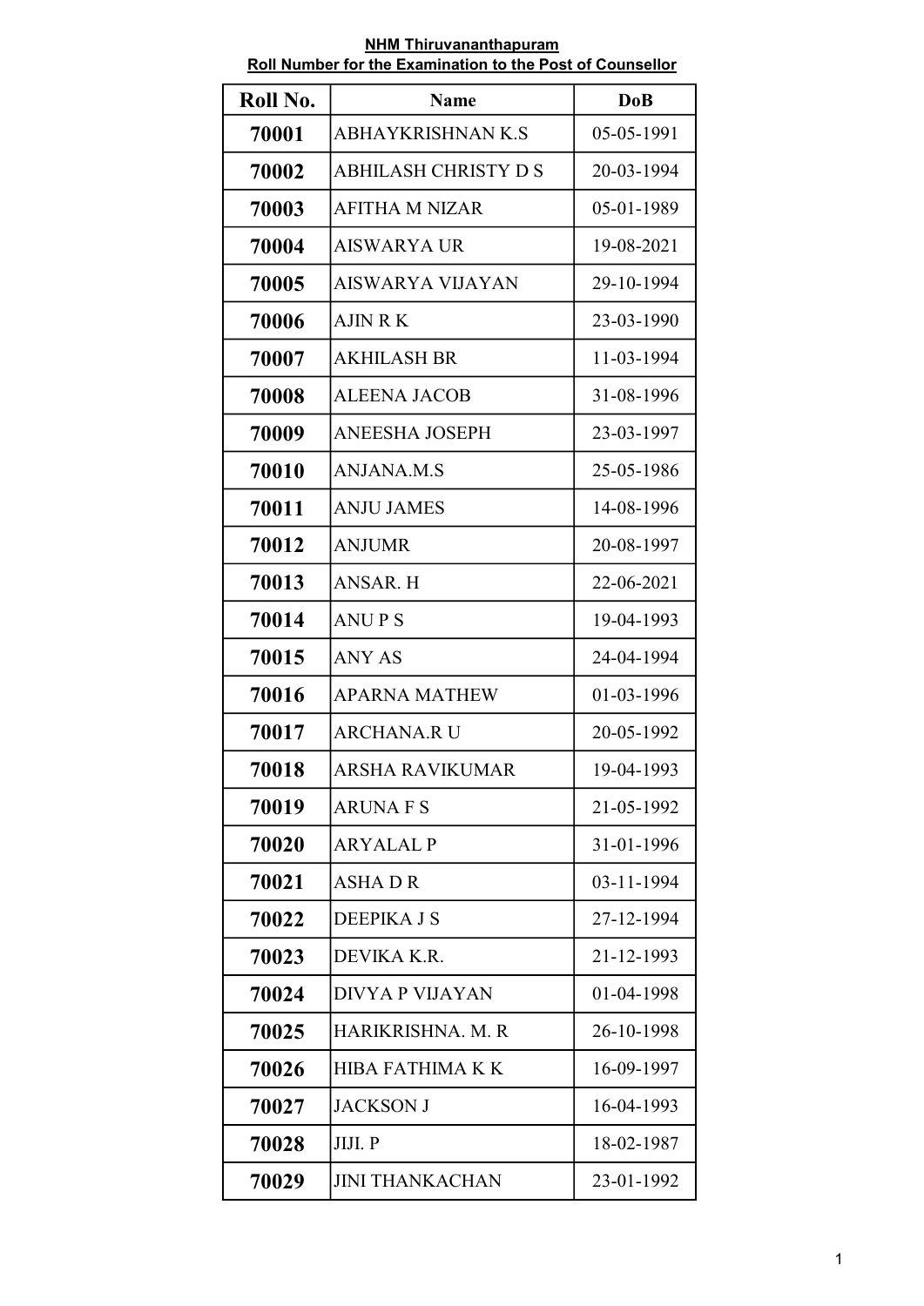**NHM Thiruvananthapuram**

**Roll Number for the Examination to the Post of Counsellor**

| Roll No. | Name | DoB |
|---|---|---|
| 70001 | ABHAYKRISHNAN K.S | 05-05-1991 |
| 70002 | ABHILASH CHRISTY D S | 20-03-1994 |
| 70003 | AFITHA M NIZAR | 05-01-1989 |
| 70004 | AISWARYA UR | 19-08-2021 |
| 70005 | AISWARYA VIJAYAN | 29-10-1994 |
| 70006 | AJIN R K | 23-03-1990 |
| 70007 | AKHILASH BR | 11-03-1994 |
| 70008 | ALEENA JACOB | 31-08-1996 |
| 70009 | ANEESHA JOSEPH | 23-03-1997 |
| 70010 | ANJANA.M.S | 25-05-1986 |
| 70011 | ANJU JAMES | 14-08-1996 |
| 70012 | ANJUMR | 20-08-1997 |
| 70013 | ANSAR. H | 22-06-2021 |
| 70014 | ANU P S | 19-04-1993 |
| 70015 | ANY AS | 24-04-1994 |
| 70016 | APARNA MATHEW | 01-03-1996 |
| 70017 | ARCHANA.R U | 20-05-1992 |
| 70018 | ARSHA RAVIKUMAR | 19-04-1993 |
| 70019 | ARUNA F S | 21-05-1992 |
| 70020 | ARYALAL P | 31-01-1996 |
| 70021 | ASHA D R | 03-11-1994 |
| 70022 | DEEPIKA J S | 27-12-1994 |
| 70023 | DEVIKA K.R. | 21-12-1993 |
| 70024 | DIVYA P VIJAYAN | 01-04-1998 |
| 70025 | HARIKRISHNA. M. R | 26-10-1998 |
| 70026 | HIBA FATHIMA K K | 16-09-1997 |
| 70027 | JACKSON J | 16-04-1993 |
| 70028 | JIJI. P | 18-02-1987 |
| 70029 | JINI THANKACHAN | 23-01-1992 |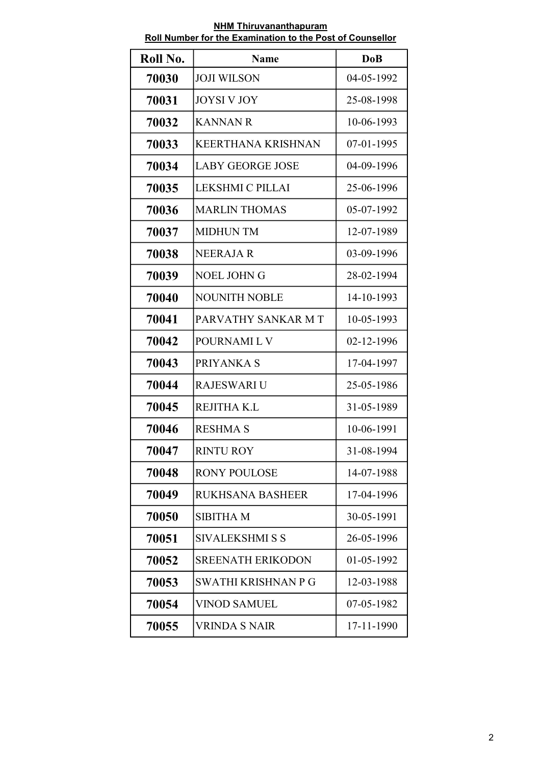**NHM Thiruvananthapuram**
**Roll Number for the Examination to the Post of Counsellor**

| Roll No. | Name | DoB |
|---|---|---|
| 70030 | JOJI WILSON | 04-05-1992 |
| 70031 | JOYSI V JOY | 25-08-1998 |
| 70032 | KANNAN R | 10-06-1993 |
| 70033 | KEERTHANA KRISHNAN | 07-01-1995 |
| 70034 | LABY GEORGE JOSE | 04-09-1996 |
| 70035 | LEKSHMI C PILLAI | 25-06-1996 |
| 70036 | MARLIN THOMAS | 05-07-1992 |
| 70037 | MIDHUN TM | 12-07-1989 |
| 70038 | NEERAJA R | 03-09-1996 |
| 70039 | NOEL JOHN G | 28-02-1994 |
| 70040 | NOUNITH NOBLE | 14-10-1993 |
| 70041 | PARVATHY SANKAR M T | 10-05-1993 |
| 70042 | POURNAMI L V | 02-12-1996 |
| 70043 | PRIYANKA S | 17-04-1997 |
| 70044 | RAJESWARI U | 25-05-1986 |
| 70045 | REJITHA K.L | 31-05-1989 |
| 70046 | RESHMA S | 10-06-1991 |
| 70047 | RINTU ROY | 31-08-1994 |
| 70048 | RONY POULOSE | 14-07-1988 |
| 70049 | RUKHSANA BASHEER | 17-04-1996 |
| 70050 | SIBITHA M | 30-05-1991 |
| 70051 | SIVALEKSHMI S S | 26-05-1996 |
| 70052 | SREENATH ERIKODON | 01-05-1992 |
| 70053 | SWATHI KRISHNAN P G | 12-03-1988 |
| 70054 | VINOD SAMUEL | 07-05-1982 |
| 70055 | VRINDA S NAIR | 17-11-1990 |